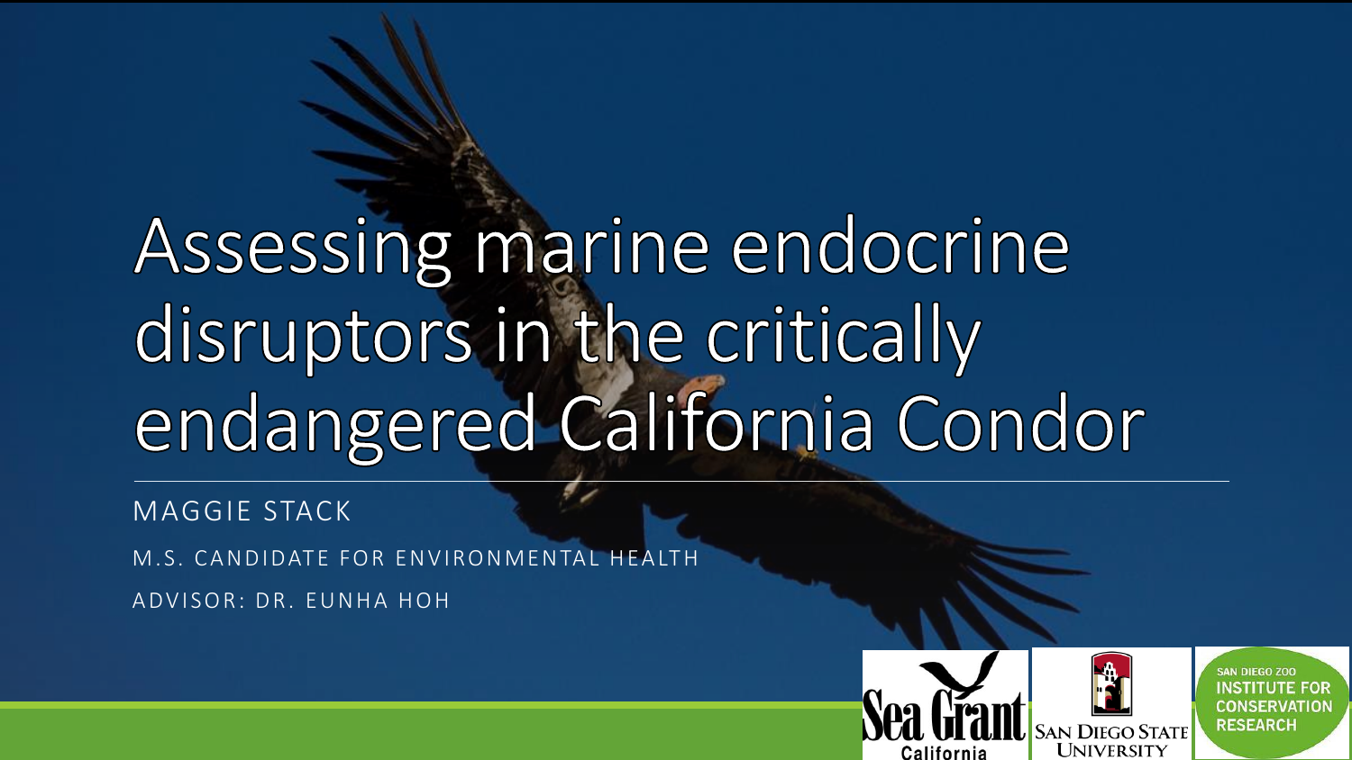# Assessing marine endocrine disruptors in the critically endangered California Condor

MAGGIE STACK

M.S. CANDIDATE FOR ENVIRONMENTAL HEALTH

ADVISOR: DR. EUNHA HOH

Sea Grant California

San Diego State University

San Diego Zoo Institute for Conservation Research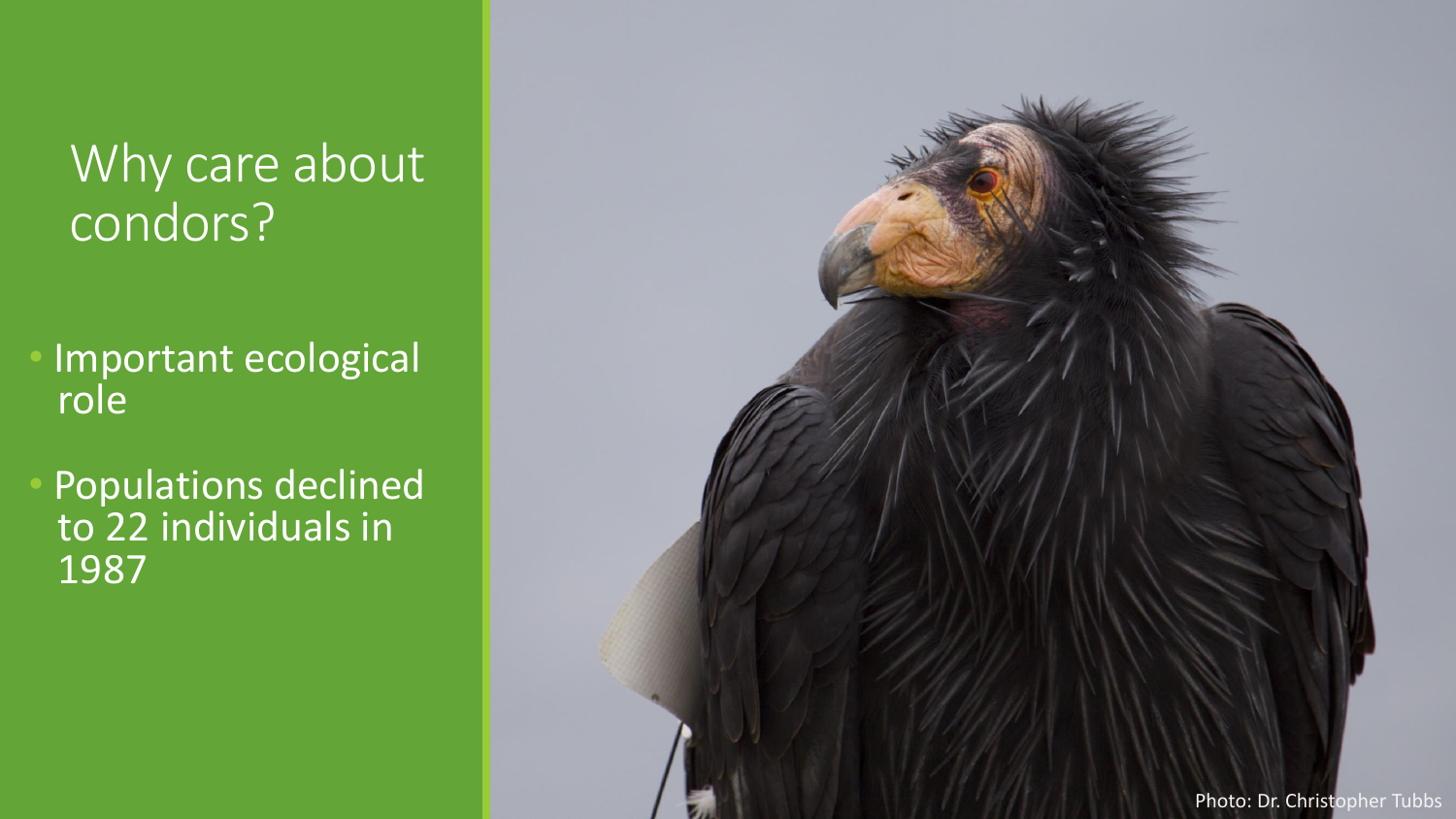# Why care about condors?

- Important ecological role
- Populations declined to 22 individuals in 1987

Photo: Dr. Christopher Tubbs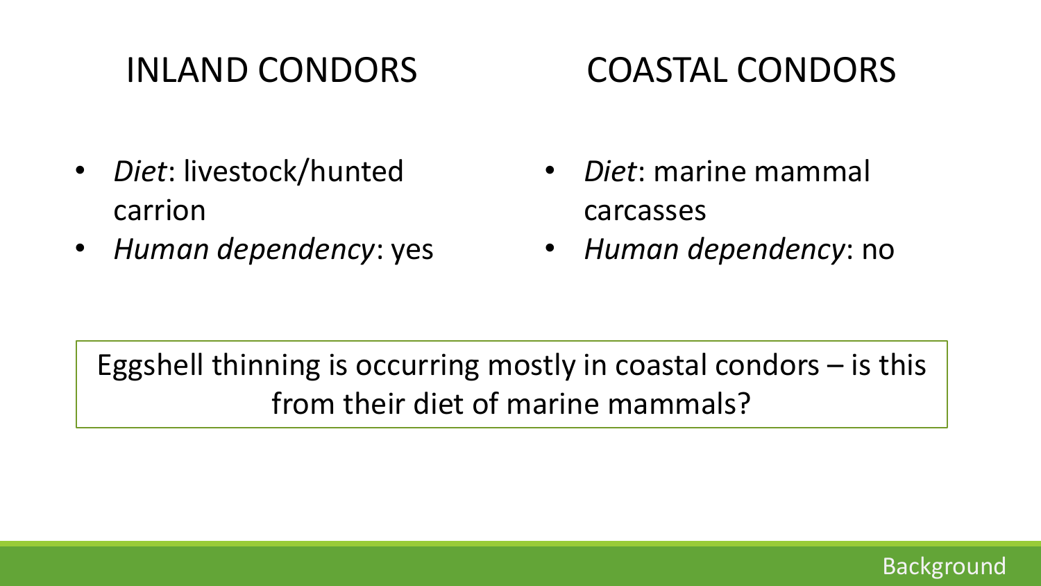## INLAND CONDORS

- *Diet*: livestock/hunted carrion
- *Human dependency*: yes

## COASTAL CONDORS

- *Diet*: marine mammal carcasses
- *Human dependency*: no

Eggshell thinning is occurring mostly in coastal condors – is this from their diet of marine mammals?

Background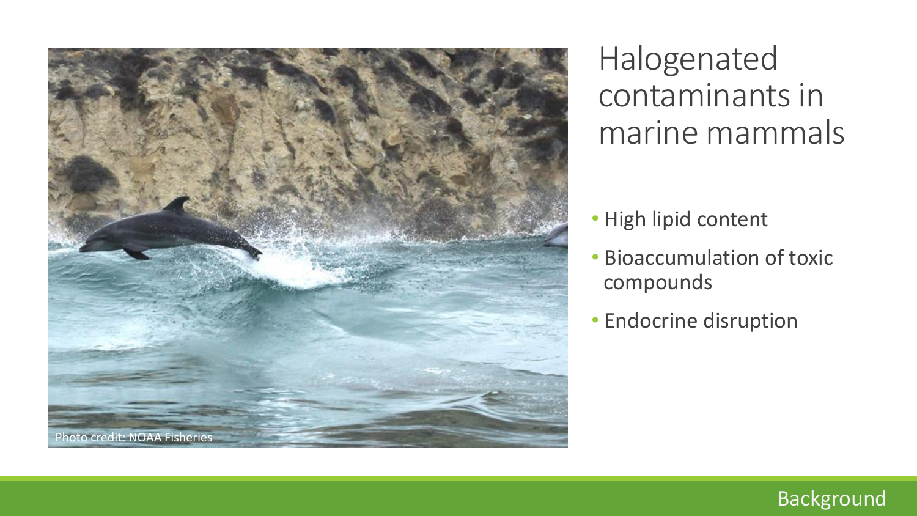# Halogenated contaminants in marine mammals

- High lipid content
- Bioaccumulation of toxic compounds
- Endocrine disruption

Photo credit: NOAA Fisheries

Background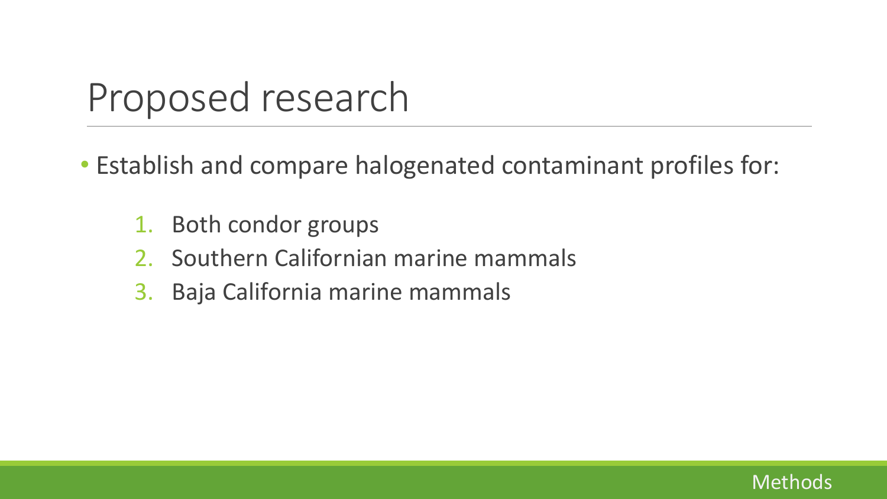# Proposed research

- Establish and compare halogenated contaminant profiles for:
  1. Both condor groups
  2. Southern Californian marine mammals
  3. Baja California marine mammals

Methods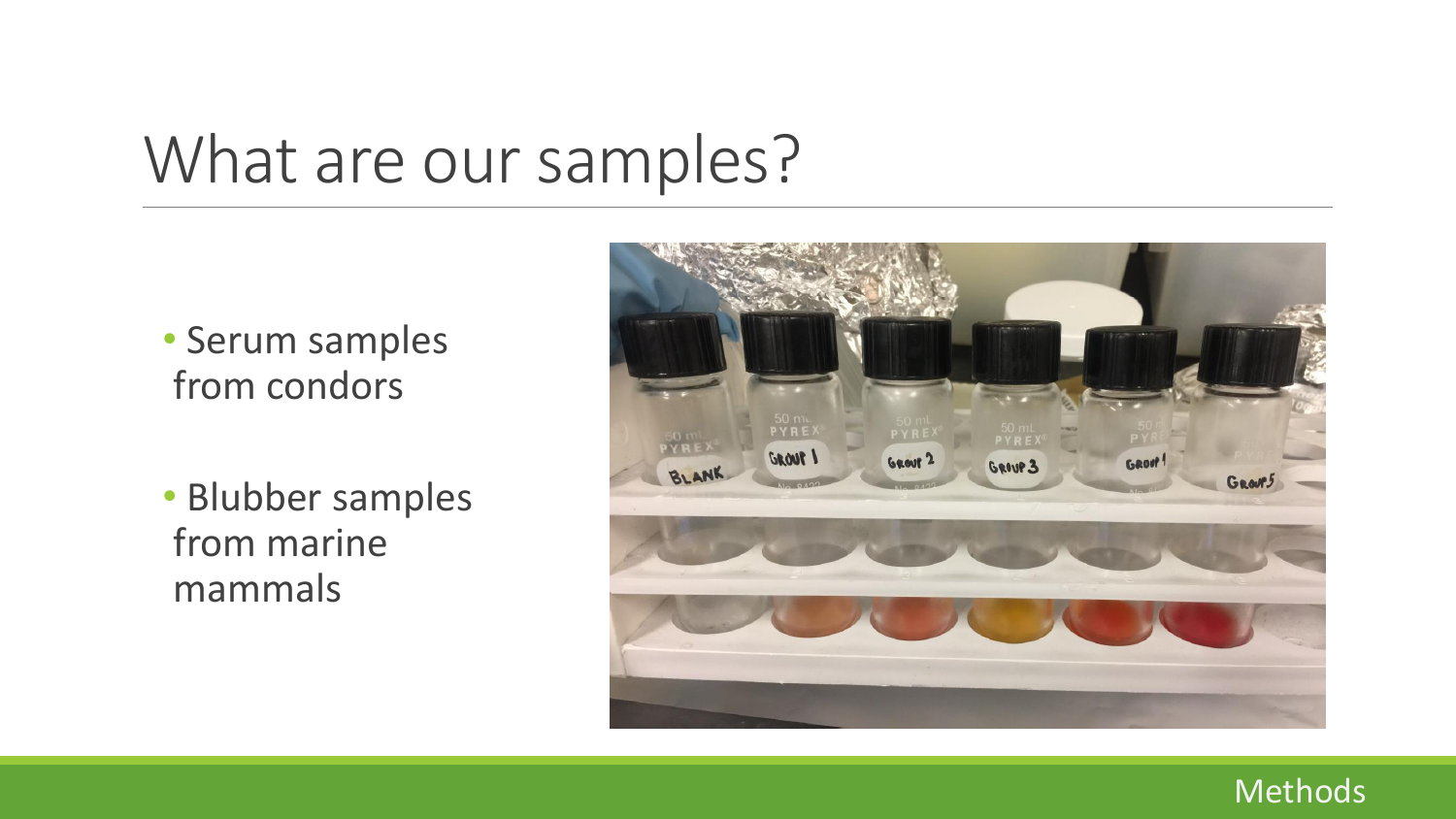# What are our samples?

- Serum samples from condors
- Blubber samples from marine mammals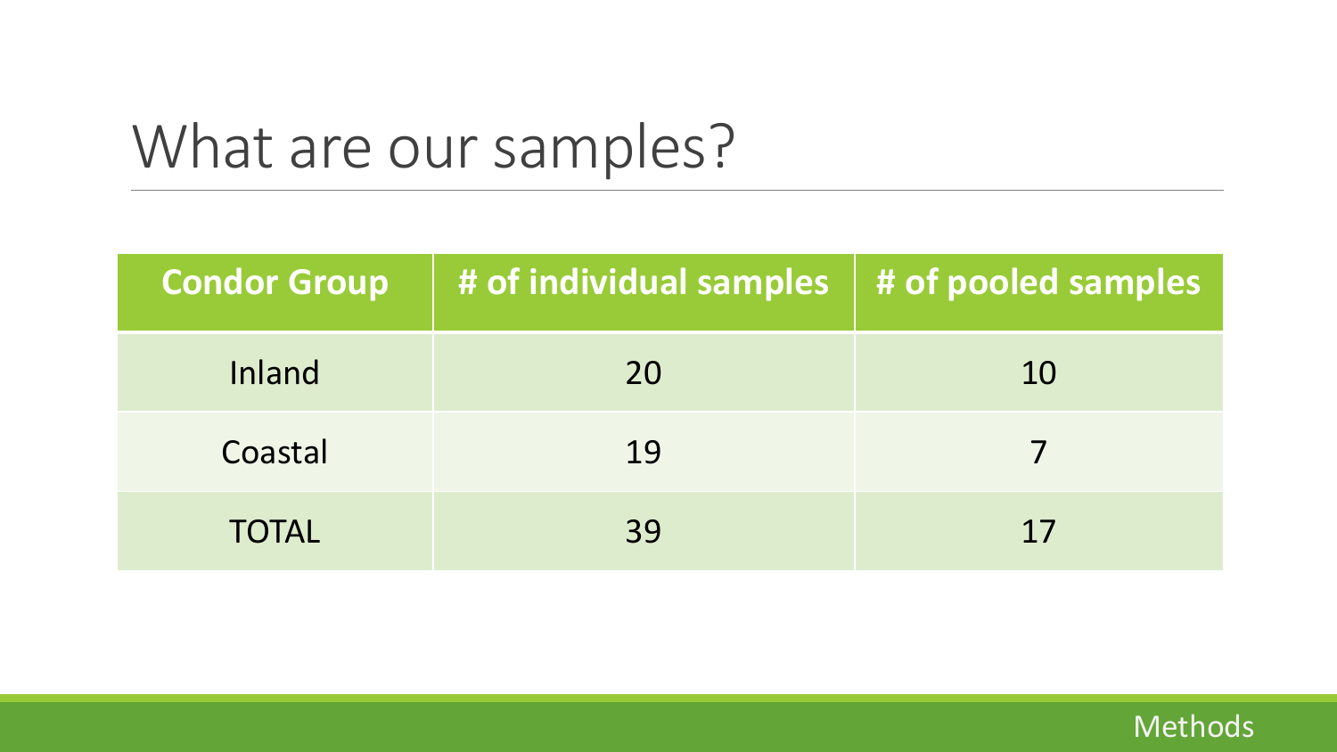# What are our samples?

| Condor Group | # of individual samples | # of pooled samples |
| --- | --- | --- |
| Inland | 20 | 10 |
| Coastal | 19 | 7 |
| TOTAL | 39 | 17 |

Methods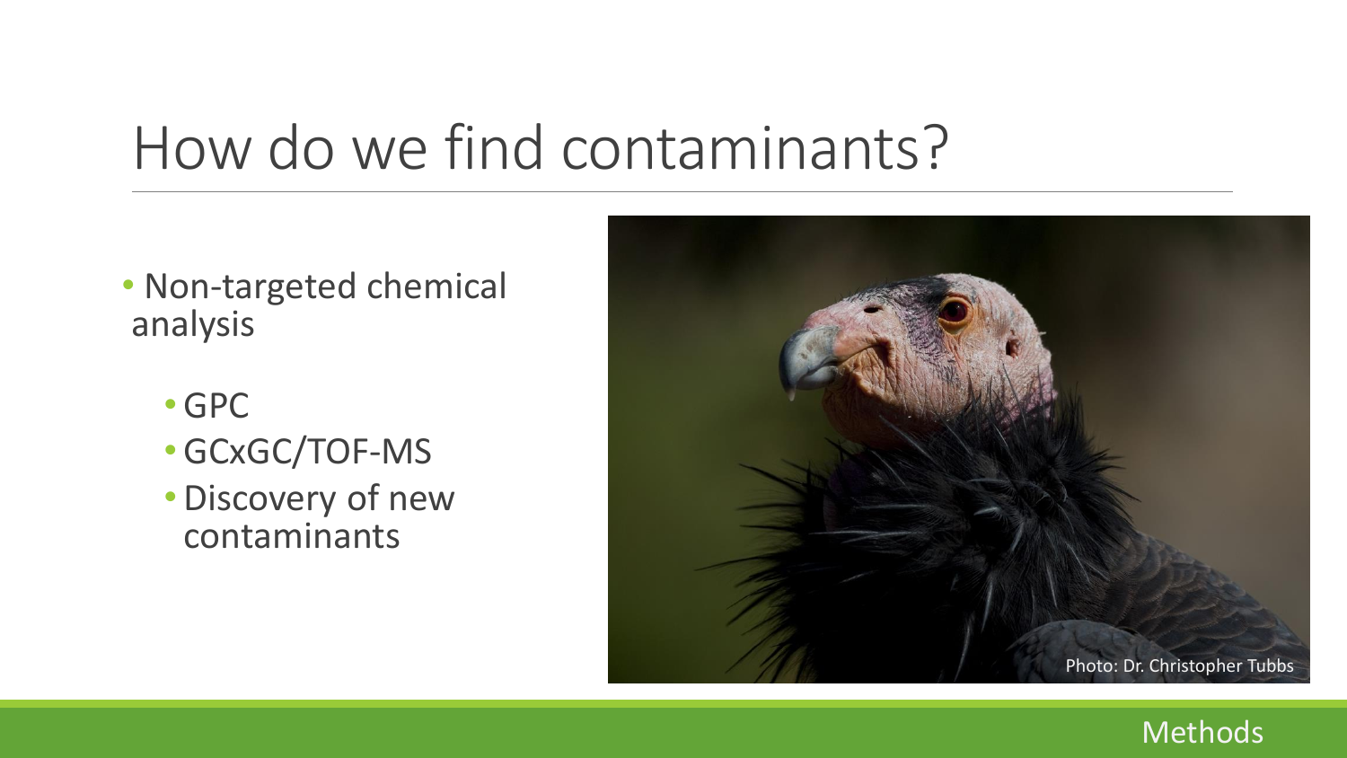# How do we find contaminants?

- Non-targeted chemical analysis
  - GPC
  - GCxGC/TOF-MS
  - Discovery of new contaminants

Photo: Dr. Christopher Tubbs

Methods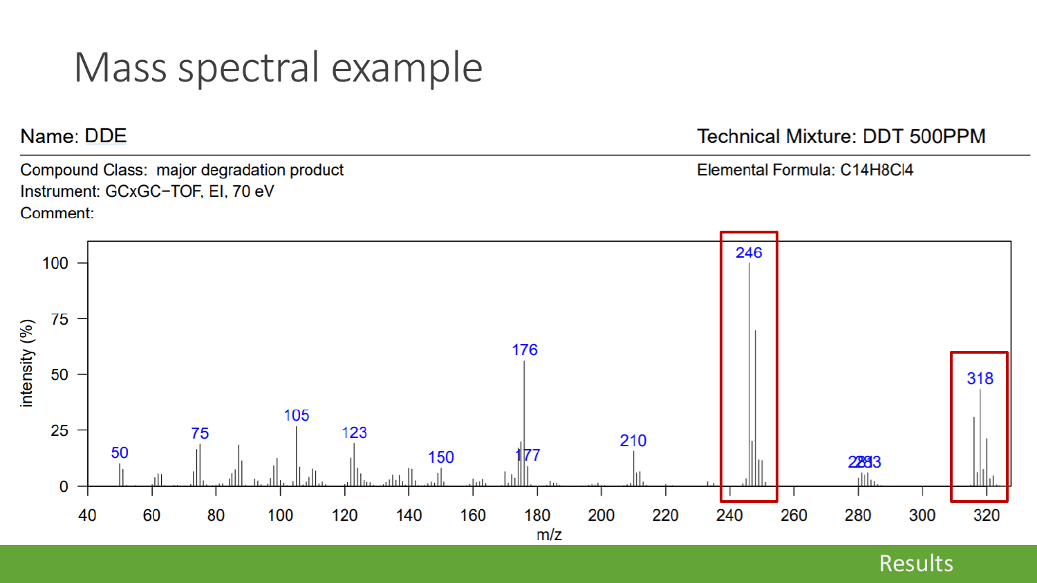# Mass spectral example

Name: DDE

Technical Mixture: DDT 500PPM

Compound Class: major degradation product

Instrument: GCxGC−TOF, EI, 70 eV

Comment:

Elemental Formula: C14H8Cl4

intensity (%)

100
75
50
25
0

246
176
318
105
123
75
50
150
177
210
281
283

40 60 80 100 120 140 160 180 200 220 240 260 280 300 320

m/z

Results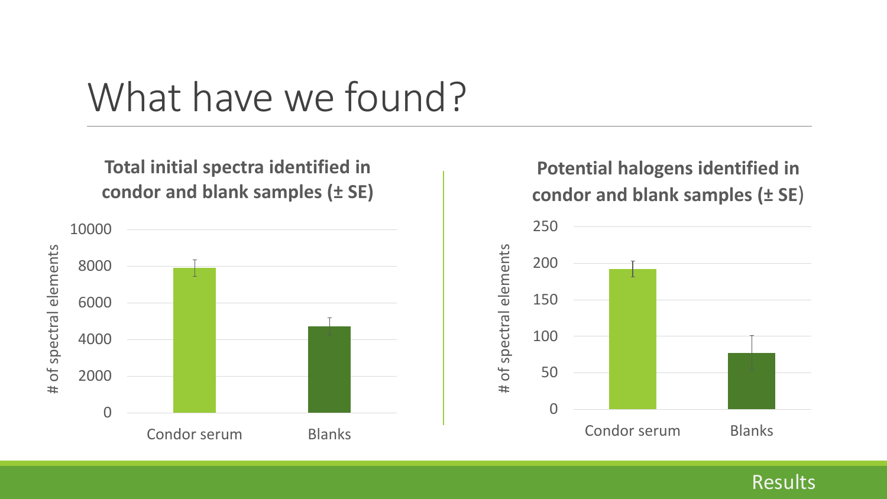# What have we found?

**Total initial spectra identified in condor and blank samples (± SE)**

# of spectral elements

10000
8000
6000
4000
2000
0

Condor serum
Blanks

**Potential halogens identified in condor and blank samples (± SE)**

# of spectral elements

250
200
150
100
50
0

Condor serum
Blanks

Results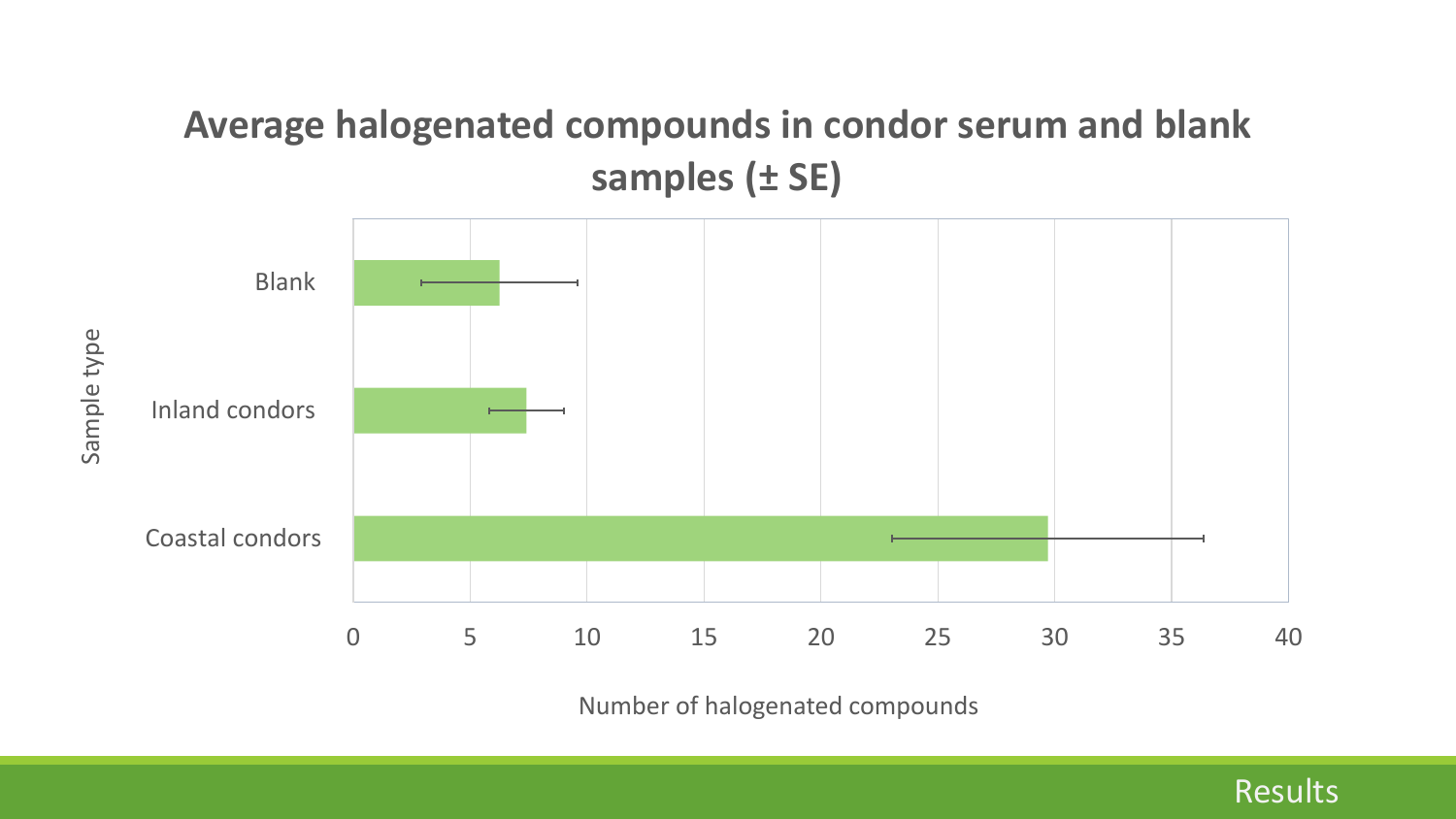# Average halogenated compounds in condor serum and blank samples (± SE)

Sample type

Blank

Inland condors

Coastal condors

0
5
10
15
20
25
30
35
40

Number of halogenated compounds

Results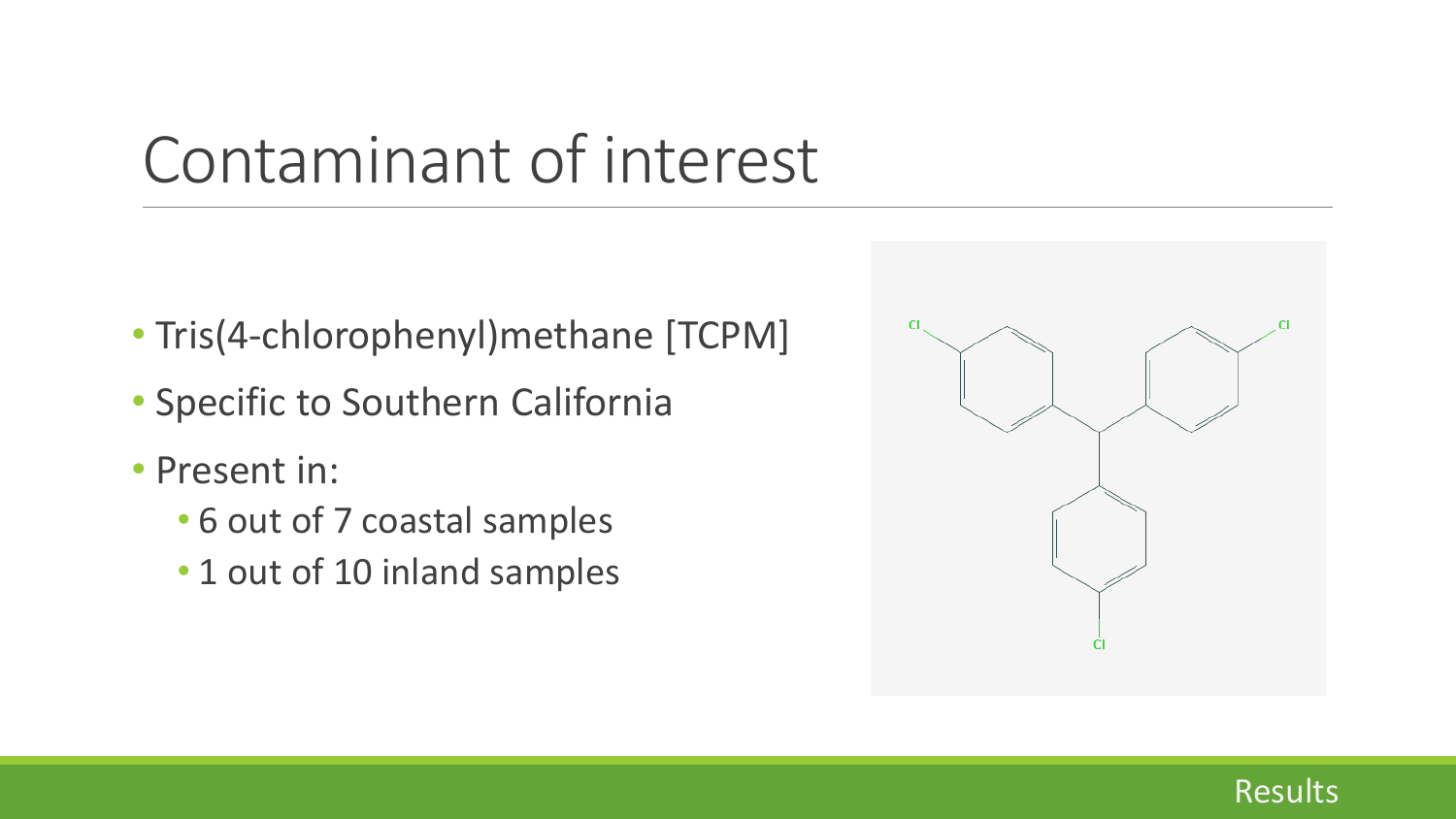# Contaminant of interest

- Tris(4-chlorophenyl)methane [TCPM]
- Specific to Southern California
- Present in:
  - 6 out of 7 coastal samples
  - 1 out of 10 inland samples

Cl

Cl

Cl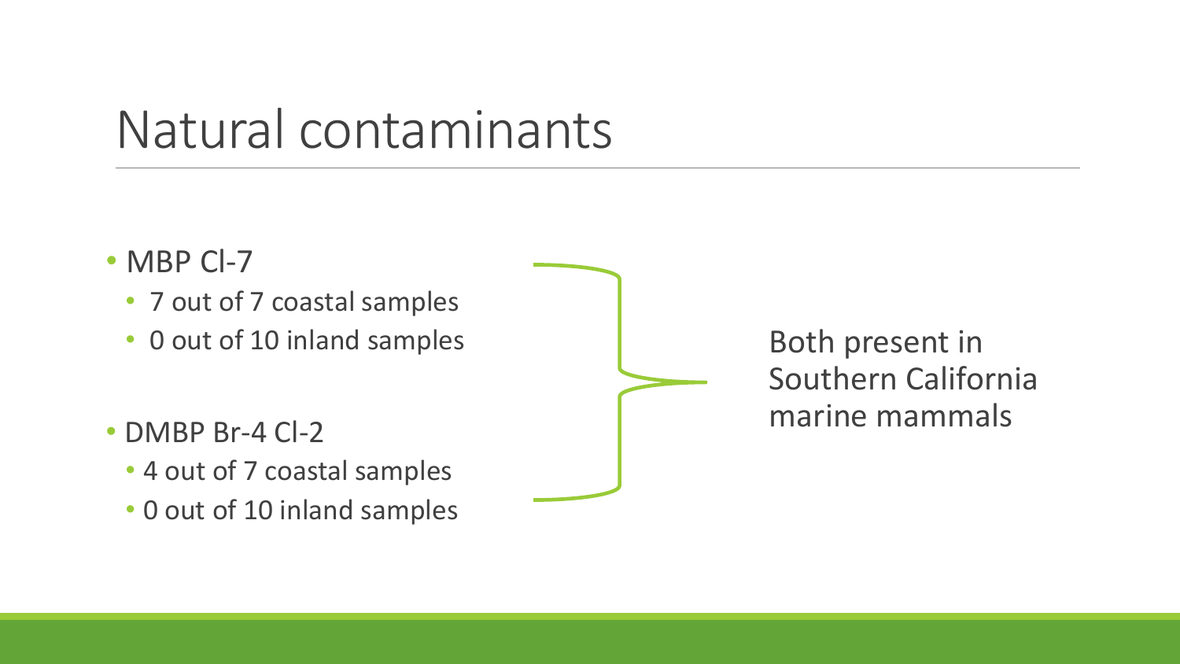# Natural contaminants

- MBP Cl-7
  - 7 out of 7 coastal samples
  - 0 out of 10 inland samples
- DMBP Br-4 Cl-2
  - 4 out of 7 coastal samples
  - 0 out of 10 inland samples

Both present in Southern California marine mammals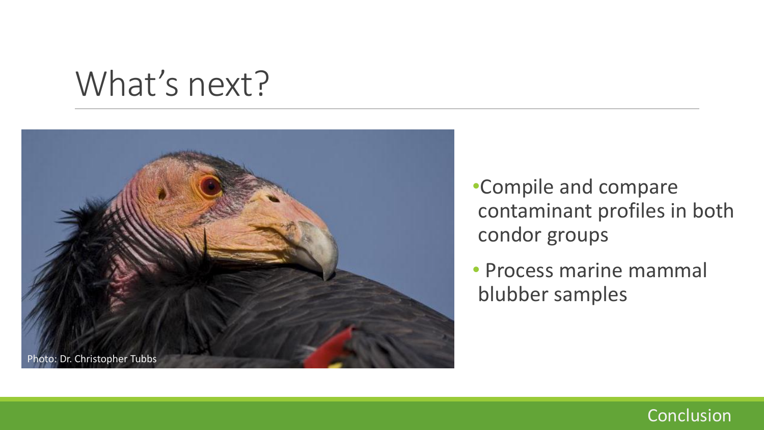# What's next?

Photo: Dr. Christopher Tubbs

- Compile and compare contaminant profiles in both condor groups
- Process marine mammal blubber samples

Conclusion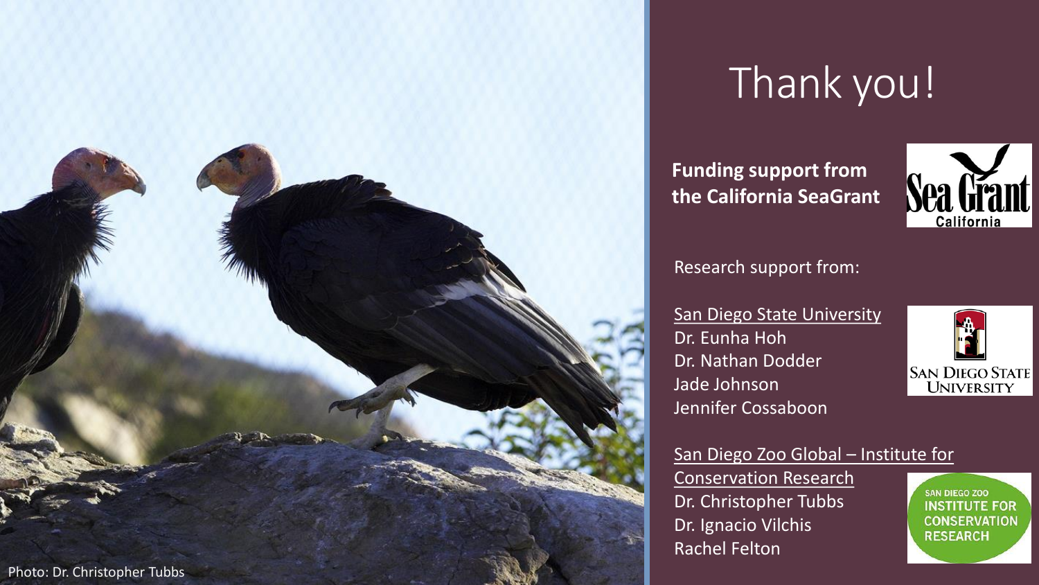# Thank you!

**Funding support from the California SeaGrant**

Sea Grant California

Research support from:

San Diego State University
Dr. Eunha Hoh
Dr. Nathan Dodder
Jade Johnson
Jennifer Cossaboon

San Diego Zoo Global – Institute for Conservation Research
Dr. Christopher Tubbs
Dr. Ignacio Vilchis
Rachel Felton

Photo: Dr. Christopher Tubbs